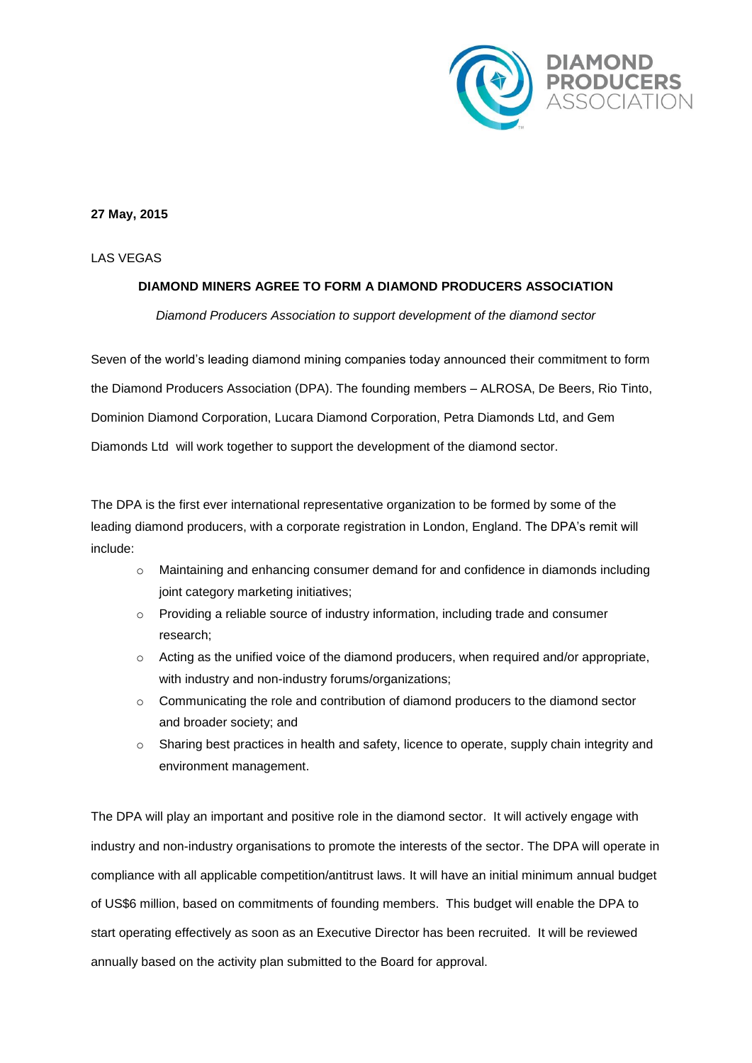**27 May, 2015**

LAS VEGAS

**DIAMOND MINERS AGREE TO FORM A DIAMOND PRODUCERS ASSOCIATION**

*Diamond Producers Association to support development of the diamond sector*

Seven of the world's leading diamond mining companies today announced their commitment to form the Diamond Producers Association (DPA). The founding members – ALROSA, De Beers, Rio Tinto, Dominion Diamond Corporation, Lucara Diamond Corporation, Petra Diamonds Ltd, and Gem Diamonds Ltd will work together to support the development of the diamond sector.

The DPA is the first ever international representative organization to be formed by some of the leading diamond producers, with a corporate registration in London, England. The DPA's remit will include:

- Maintaining and enhancing consumer demand for and confidence in diamonds including joint category marketing initiatives;
- Providing a reliable source of industry information, including trade and consumer research;
- Acting as the unified voice of the diamond producers, when required and/or appropriate, with industry and non-industry forums/organizations;
- Communicating the role and contribution of diamond producers to the diamond sector and broader society; and
- Sharing best practices in health and safety, licence to operate, supply chain integrity and environment management.

The DPA will play an important and positive role in the diamond sector. It will actively engage with industry and non-industry organisations to promote the interests of the sector. The DPA will operate in compliance with all applicable competition/antitrust laws. It will have an initial minimum annual budget of US$6 million, based on commitments of founding members. This budget will enable the DPA to start operating effectively as soon as an Executive Director has been recruited. It will be reviewed annually based on the activity plan submitted to the Board for approval.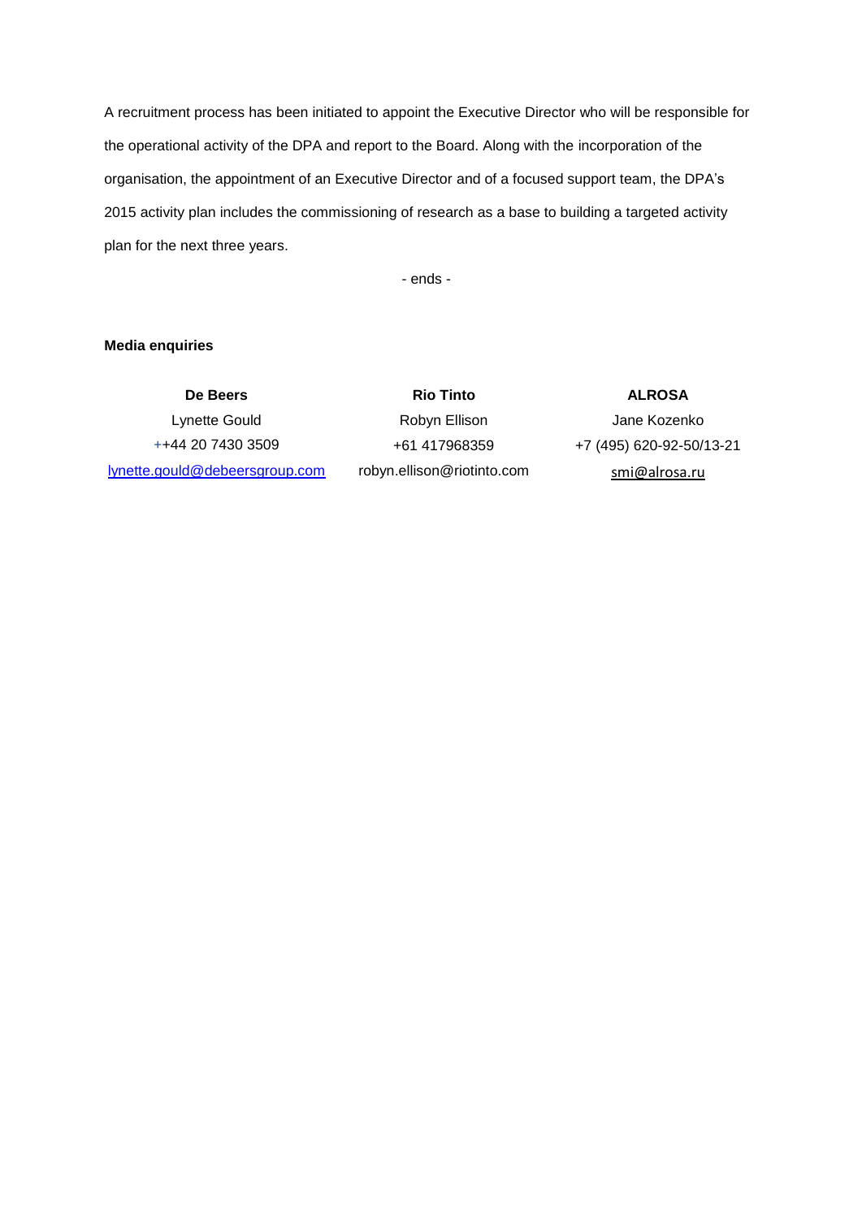A recruitment process has been initiated to appoint the Executive Director who will be responsible for the operational activity of the DPA and report to the Board. Along with the incorporation of the organisation, the appointment of an Executive Director and of a focused support team, the DPA's 2015 activity plan includes the commissioning of research as a base to building a targeted activity plan for the next three years.

- ends -

**Media enquiries**

| **De Beers** | **Rio Tinto** | **ALROSA** |
| --- | --- | --- |
| Lynette Gould | Robyn Ellison | Jane Kozenko |
| ++44 20 7430 3509 | +61 417968359 | +7 (495) 620-92-50/13-21 |
| lynette.gould@debeersgroup.com | robyn.ellison@riotinto.com | smi@alrosa.ru |